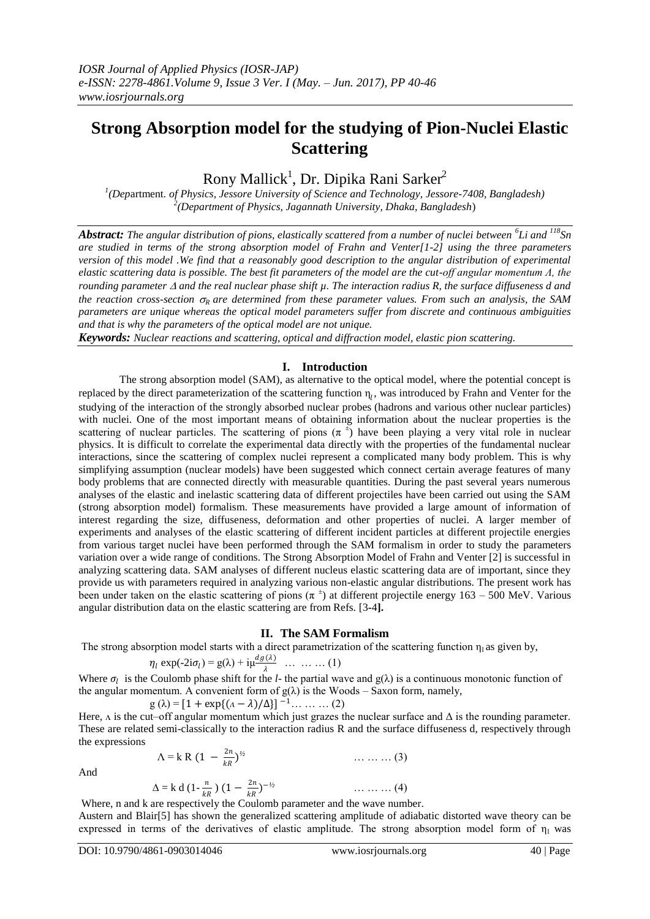# Strong Absorption model for the studying of Pion-Nuclei Elastic Scattering

Rony Mallick[1], Dr. Dipika Rani Sarker[2]

[1](Department. of Physics, Jessore University of Science and Technology, Jessore-7408, Bangladesh)
[2](Department of Physics, Jagannath University, Dhaka, Bangladesh)

***Abstract:*** *The angular distribution of pions, elastically scattered from a number of nuclei between $^{6}Li$ and $^{118}Sn$ are studied in terms of the strong absorption model of Frahn and Venter[1-2] using the three parameters version of this model .We find that a reasonably good description to the angular distribution of experimental elastic scattering data is possible. The best fit parameters of the model are the cut-off angular momentum $\Lambda$, the rounding parameter $\Delta$ and the real nuclear phase shift $\mu$. The interaction radius R, the surface diffuseness d and the reaction cross-section $\sigma_R$ are determined from these parameter values. From such an analysis, the SAM parameters are unique whereas the optical model parameters suffer from discrete and continuous ambiguities and that is why the parameters of the optical model are not unique.*

***Keywords:*** *Nuclear reactions and scattering, optical and diffraction model, elastic pion scattering.*

## I. Introduction

The strong absorption model (SAM), as alternative to the optical model, where the potential concept is replaced by the direct parameterization of the scattering function $\eta_l$, was introduced by Frahn and Venter for the studying of the interaction of the strongly absorbed nuclear probes (hadrons and various other nuclear particles) with nuclei. One of the most important means of obtaining information about the nuclear properties is the scattering of nuclear particles. The scattering of pions ($\pi^{\pm}$) have been playing a very vital role in nuclear physics. It is difficult to correlate the experimental data directly with the properties of the fundamental nuclear interactions, since the scattering of complex nuclei represent a complicated many body problem. This is why simplifying assumption (nuclear models) have been suggested which connect certain average features of many body problems that are connected directly with measurable quantities. During the past several years numerous analyses of the elastic and inelastic scattering data of different projectiles have been carried out using the SAM (strong absorption model) formalism. These measurements have provided a large amount of information of interest regarding the size, diffuseness, deformation and other properties of nuclei. A larger member of experiments and analyses of the elastic scattering of different incident particles at different projectile energies from various target nuclei have been performed through the SAM formalism in order to study the parameters variation over a wide range of conditions. The Strong Absorption Model of Frahn and Venter [2] is successful in analyzing scattering data. SAM analyses of different nucleus elastic scattering data are of important, since they provide us with parameters required in analyzing various non-elastic angular distributions. The present work has been under taken on the elastic scattering of pions ($\pi^{\pm}$) at different projectile energy 163 – 500 MeV. Various angular distribution data on the elastic scattering are from Refs. [3-4**].**

## II. The SAM Formalism

The strong absorption model starts with a direct parametrization of the scattering function $\eta_l$ as given by,

$$\eta_l \exp(-2i\sigma_l) = g(\lambda) + i\mu\frac{dg(\lambda)}{\lambda} \quad \dots \dots \dots (1)$$

Where $\sigma_l$ is the Coulomb phase shift for the *l*- the partial wave and $g(\lambda)$ is a continuous monotonic function of the angular momentum. A convenient form of $g(\lambda)$ is the Woods – Saxon form, namely,

$$g(\lambda) = [1 + \exp\{(\Lambda - \lambda)/\Delta\}]^{-1} \dots \dots \dots (2)$$

Here, $\Lambda$ is the cut–off angular momentum which just grazes the nuclear surface and $\Delta$ is the rounding parameter. These are related semi-classically to the interaction radius R and the surface diffuseness d, respectively through the expressions

$$\Lambda = k R \left(1 - \frac{2n}{kR}\right)^{½} \quad \dots \dots \dots (3)$$

And

$$\Delta = k d \left(1 - \frac{n}{kR}\right)\left(1 - \frac{2n}{kR}\right)^{-½} \quad \dots \dots \dots (4)$$

Where, n and k are respectively the Coulomb parameter and the wave number.

Austern and Blair[5] has shown the generalized scattering amplitude of adiabatic distorted wave theory can be expressed in terms of the derivatives of elastic amplitude. The strong absorption model form of $\eta_l$ was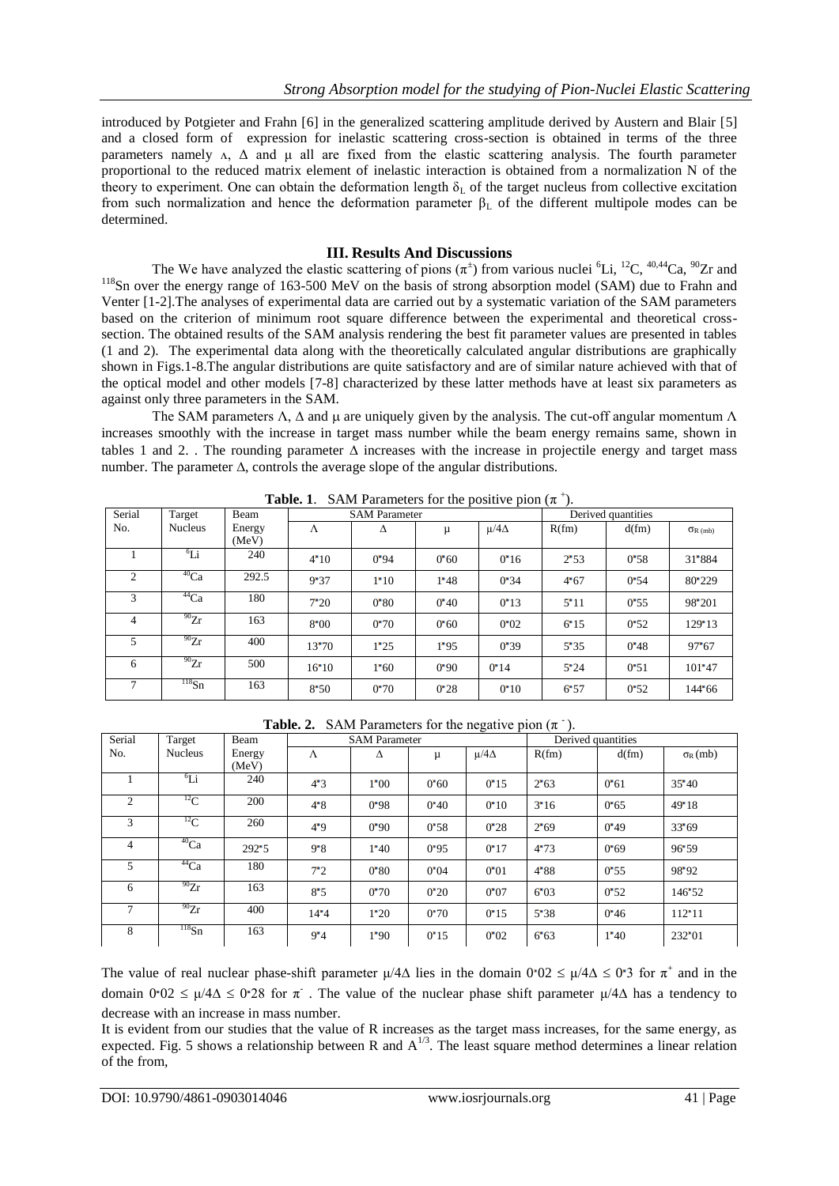introduced by Potgieter and Frahn [6] in the generalized scattering amplitude derived by Austern and Blair [5] and a closed form of expression for inelastic scattering cross-section is obtained in terms of the three parameters namely $\Lambda$, $\Delta$ and $\mu$ all are fixed from the elastic scattering analysis. The fourth parameter proportional to the reduced matrix element of inelastic interaction is obtained from a normalization N of the theory to experiment. One can obtain the deformation length $\delta_L$ of the target nucleus from collective excitation from such normalization and hence the deformation parameter $\beta_L$ of the different multipole modes can be determined.

## III. Results And Discussions

The We have analyzed the elastic scattering of pions ($\pi^{\pm}$) from various nuclei $^{6}$Li, $^{12}$C, $^{40,44}$Ca, $^{90}$Zr and $^{118}$Sn over the energy range of 163-500 MeV on the basis of strong absorption model (SAM) due to Frahn and Venter [1-2].The analyses of experimental data are carried out by a systematic variation of the SAM parameters based on the criterion of minimum root square difference between the experimental and theoretical cross-section. The obtained results of the SAM analysis rendering the best fit parameter values are presented in tables (1 and 2). The experimental data along with the theoretically calculated angular distributions are graphically shown in Figs.1-8.The angular distributions are quite satisfactory and are of similar nature achieved with that of the optical model and other models [7-8] characterized by these latter methods have at least six parameters as against only three parameters in the SAM.

The SAM parameters $\Lambda$, $\Delta$ and $\mu$ are uniquely given by the analysis. The cut-off angular momentum $\Lambda$ increases smoothly with the increase in target mass number while the beam energy remains same, shown in tables 1 and 2. . The rounding parameter $\Delta$ increases with the increase in projectile energy and target mass number. The parameter $\Delta$, controls the average slope of the angular distributions.

**Table. 1**. SAM Parameters for the positive pion ($\pi^+$).

| Serial No. | Target Nucleus | Beam Energy (MeV) | SAM Parameter | | | | Derived quantities | | |
|---|---|---|---|---|---|---|---|---|---|
| | | | $\Lambda$ | $\Delta$ | $\mu$ | $\mu/4\Delta$ | R(fm) | d(fm) | $\sigma_R$ (mb) |
| 1 | $^{6}$Li | 240 | 4•10 | 0•94 | 0•60 | 0•16 | 2•53 | 0•58 | 31•884 |
| 2 | $^{40}$Ca | 292.5 | 9•37 | 1•10 | 1•48 | 0•34 | 4•67 | 0•54 | 80•229 |
| 3 | $^{44}$Ca | 180 | 7•20 | 0•80 | 0•40 | 0•13 | 5•11 | 0•55 | 98•201 |
| 4 | $^{90}$Zr | 163 | 8•00 | 0•70 | 0•60 | 0•02 | 6•15 | 0•52 | 129•13 |
| 5 | $^{90}$Zr | 400 | 13•70 | 1•25 | 1•95 | 0•39 | 5•35 | 0•48 | 97•67 |
| 6 | $^{90}$Zr | 500 | 16•10 | 1•60 | 0•90 | 0•14 | 5•24 | 0•51 | 101•47 |
| 7 | $^{118}$Sn | 163 | 8•50 | 0•70 | 0•28 | 0•10 | 6•57 | 0•52 | 144•66 |

**Table. 2.** SAM Parameters for the negative pion ($\pi^-$).

| Serial No. | Target Nucleus | Beam Energy (MeV) | SAM Parameter | | | | Derived quantities | | |
|---|---|---|---|---|---|---|---|---|---|
| | | | $\Lambda$ | $\Delta$ | $\mu$ | $\mu/4\Delta$ | R(fm) | d(fm) | $\sigma_R$ (mb) |
| 1 | $^{6}$Li | 240 | 4•3 | 1•00 | 0•60 | 0•15 | 2•63 | 0•61 | 35•40 |
| 2 | $^{12}$C | 200 | 4•8 | 0•98 | 0•40 | 0•10 | 3•16 | 0•65 | 49•18 |
| 3 | $^{12}$C | 260 | 4•9 | 0•90 | 0•58 | 0•28 | 2•69 | 0•49 | 33•69 |
| 4 | $^{40}$Ca | 292•5 | 9•8 | 1•40 | 0•95 | 0•17 | 4•73 | 0•69 | 96•59 |
| 5 | $^{44}$Ca | 180 | 7•2 | 0•80 | 0•04 | 0•01 | 4•88 | 0•55 | 98•92 |
| 6 | $^{90}$Zr | 163 | 8•5 | 0•70 | 0•20 | 0•07 | 6•03 | 0•52 | 146•52 |
| 7 | $^{90}$Zr | 400 | 14•4 | 1•20 | 0•70 | 0•15 | 5•38 | 0•46 | 112•11 |
| 8 | $^{118}$Sn | 163 | 9•4 | 1•90 | 0•15 | 0•02 | 6•63 | 1•40 | 232•01 |

The value of real nuclear phase-shift parameter $\mu/4\Delta$ lies in the domain $0{\cdot}02 \leq \mu/4\Delta \leq 0{\cdot}3$ for $\pi^+$ and in the domain $0{\cdot}02 \leq \mu/4\Delta \leq 0{\cdot}28$ for $\pi^-$. The value of the nuclear phase shift parameter $\mu/4\Delta$ has a tendency to decrease with an increase in mass number.

It is evident from our studies that the value of R increases as the target mass increases, for the same energy, as expected. Fig. 5 shows a relationship between R and $A^{1/3}$. The least square method determines a linear relation of the from,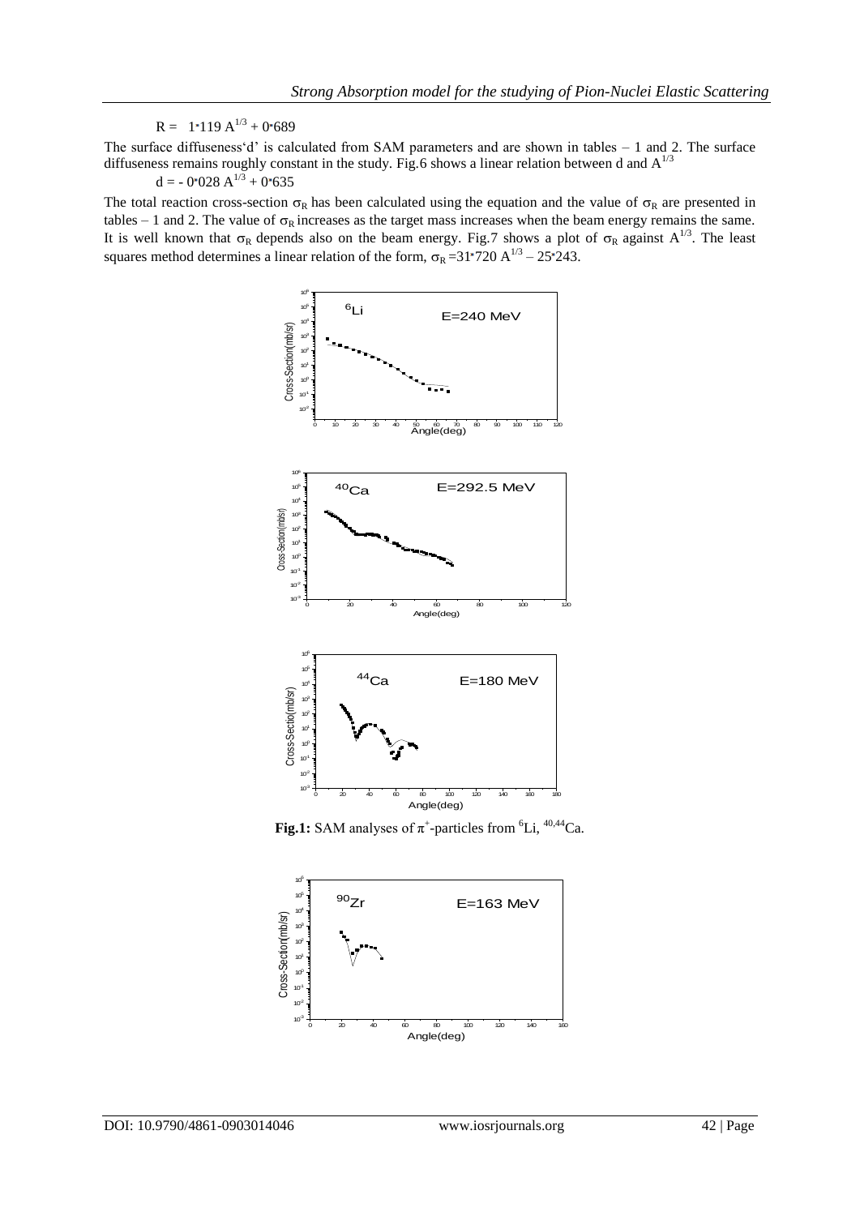$$R = 1{\cdot}119\ A^{1/3} + 0{\cdot}689$$

The surface diffuseness'd' is calculated from SAM parameters and are shown in tables – 1 and 2. The surface diffuseness remains roughly constant in the study. Fig.6 shows a linear relation between d and $A^{1/3}$

$$d = -\ 0{\cdot}028\ A^{1/3} + 0{\cdot}635$$

The total reaction cross-section $\sigma_R$ has been calculated using the equation and the value of $\sigma_R$ are presented in tables – 1 and 2. The value of $\sigma_R$ increases as the target mass increases when the beam energy remains the same. It is well known that $\sigma_R$ depends also on the beam energy. Fig.7 shows a plot of $\sigma_R$ against $A^{1/3}$. The least squares method determines a linear relation of the form, $\sigma_R = 31{\cdot}720\ A^{1/3} - 25{\cdot}243$.

**Fig.1:** SAM analyses of $\pi^+$-particles from $^6Li$, $^{40,44}Ca$.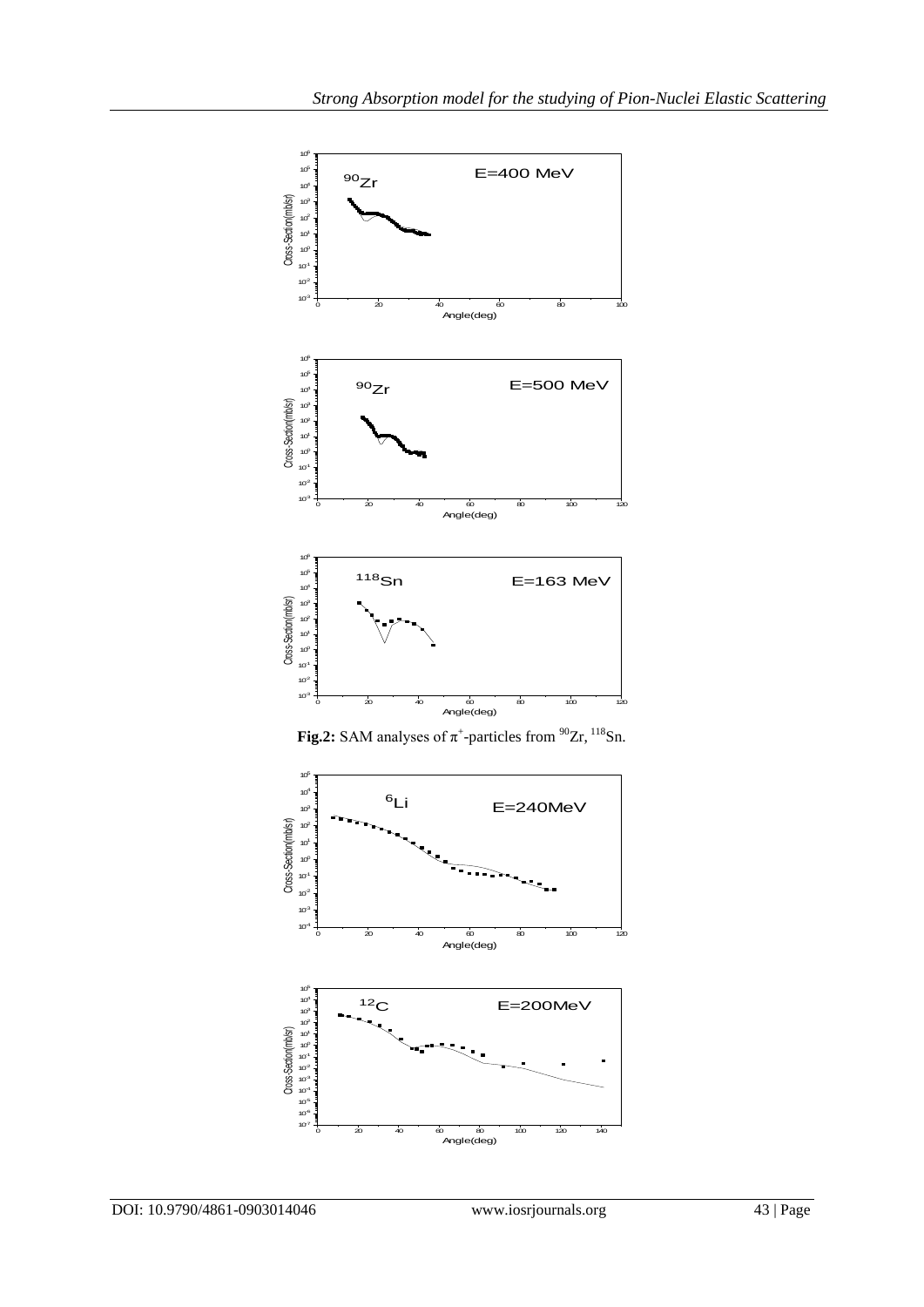**Fig.2:** SAM analyses of $\pi^+$-particles from $^{90}Zr$, $^{118}Sn$.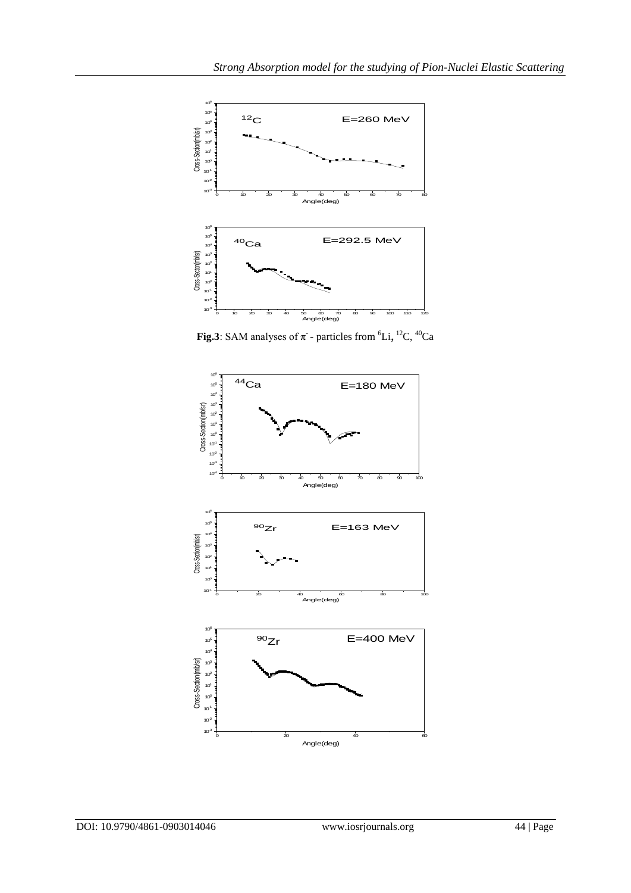**Fig.3**: SAM analyses of $\pi^-$ - particles from $^6Li$, $^{12}C$, $^{40}Ca$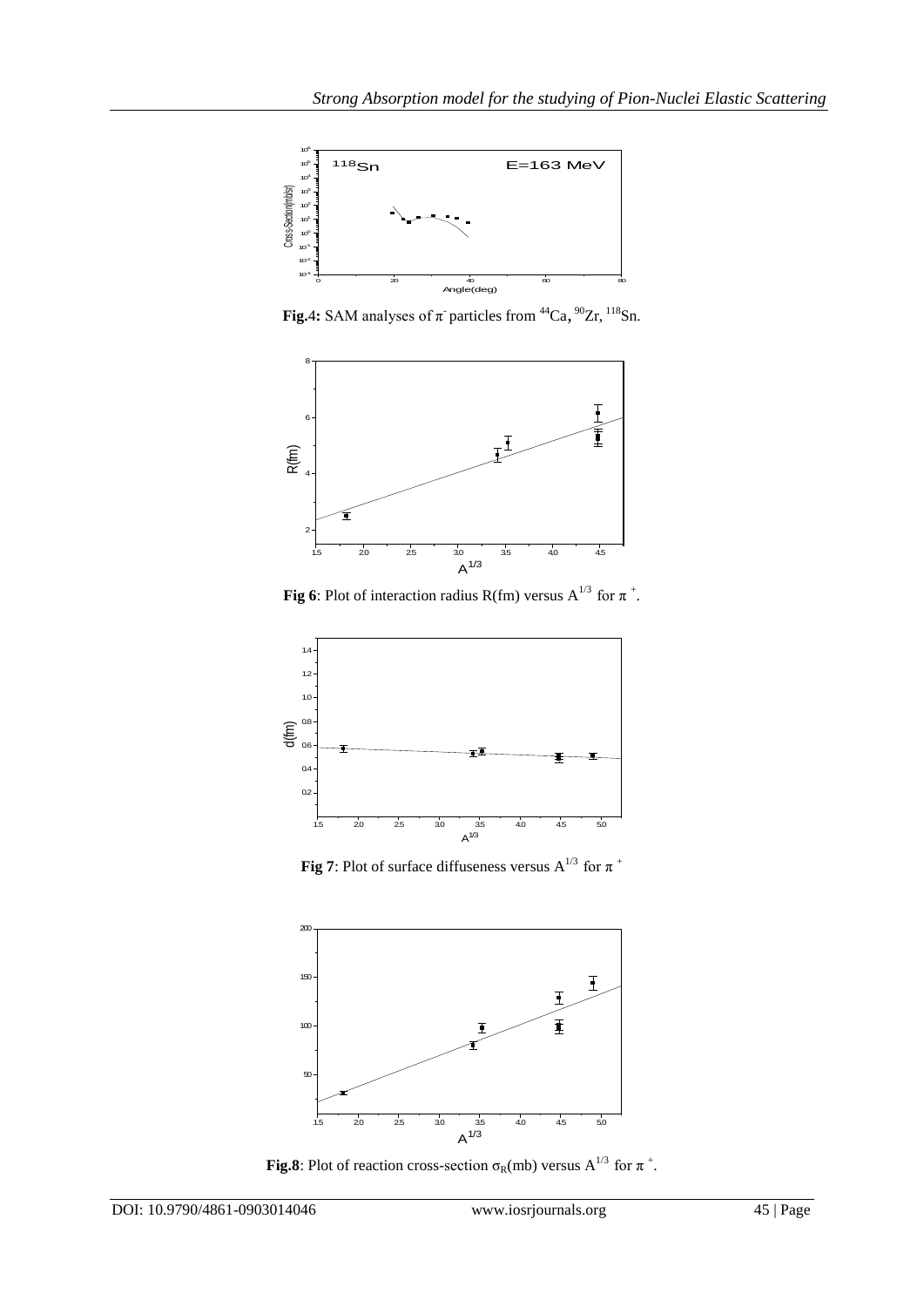**Fig.4:** SAM analyses of $\pi^-$ particles from $^{44}Ca$, $^{90}Zr$, $^{118}Sn$.

**Fig 6**: Plot of interaction radius R(fm) versus $A^{1/3}$ for $\pi^+$.

**Fig 7**: Plot of surface diffuseness versus $A^{1/3}$ for $\pi^+$

**Fig.8**: Plot of reaction cross-section $\sigma_R$(mb) versus $A^{1/3}$ for $\pi^+$.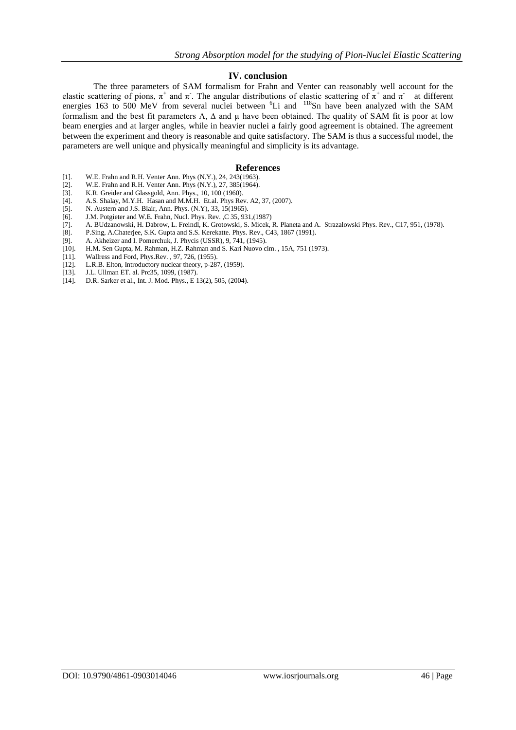## IV. conclusion

The three parameters of SAM formalism for Frahn and Venter can reasonably well account for the elastic scattering of pions, $\pi^+$ and $\pi^-$. The angular distributions of elastic scattering of $\pi^+$ and $\pi^-$ at different energies 163 to 500 MeV from several nuclei between $^6$Li and $^{118}$Sn have been analyzed with the SAM formalism and the best fit parameters $\Lambda$, $\Delta$ and $\mu$ have been obtained. The quality of SAM fit is poor at low beam energies and at larger angles, while in heavier nuclei a fairly good agreement is obtained. The agreement between the experiment and theory is reasonable and quite satisfactory. The SAM is thus a successful model, the parameters are well unique and physically meaningful and simplicity is its advantage.

## References

[1]. W.E. Frahn and R.H. Venter Ann. Phys (N.Y.), 24, 243(1963).
[2]. W.E. Frahn and R.H. Venter Ann. Phys (N.Y.), 27, 385(1964).
[3]. K.R. Greider and Glassgold, Ann. Phys., 10, 100 (1960).
[4]. A.S. Shalay, M.Y.H. Hasan and M.M.H. Et.al. Phys Rev. A2, 37, (2007).
[5]. N. Austern and J.S. Blair, Ann. Phys. (N.Y), 33, 15(1965).
[6]. J.M. Potgieter and W.E. Frahn, Nucl. Phys. Rev. ,C 35, 931,(1987)
[7]. A. BUdzanowski, H. Dabrow, L. Freindl, K. Grotowski, S. Micek, R. Planeta and A. Strazalowski Phys. Rev., C17, 951, (1978).
[8]. P.Sing, A.Chaterjee, S.K. Gupta and S.S. Kerekatte. Phys. Rev., C43, 1867 (1991).
[9]. A. Akheizer and I. Pomerchuk, J. Phycis (USSR), 9, 741, (1945).
[10]. H.M. Sen Gupta, M. Rahman, H.Z. Rahman and S. Kari Nuovo cim. , 15A, 751 (1973).
[11]. Wallress and Ford, Phys.Rev. , 97, 726, (1955).
[12]. L.R.B. Elton, Introductory nuclear theory, p-287, (1959).
[13]. J.L. Ullman ET. al. Prc35, 1099, (1987).
[14]. D.R. Sarker et al., Int. J. Mod. Phys., E 13(2), 505, (2004).